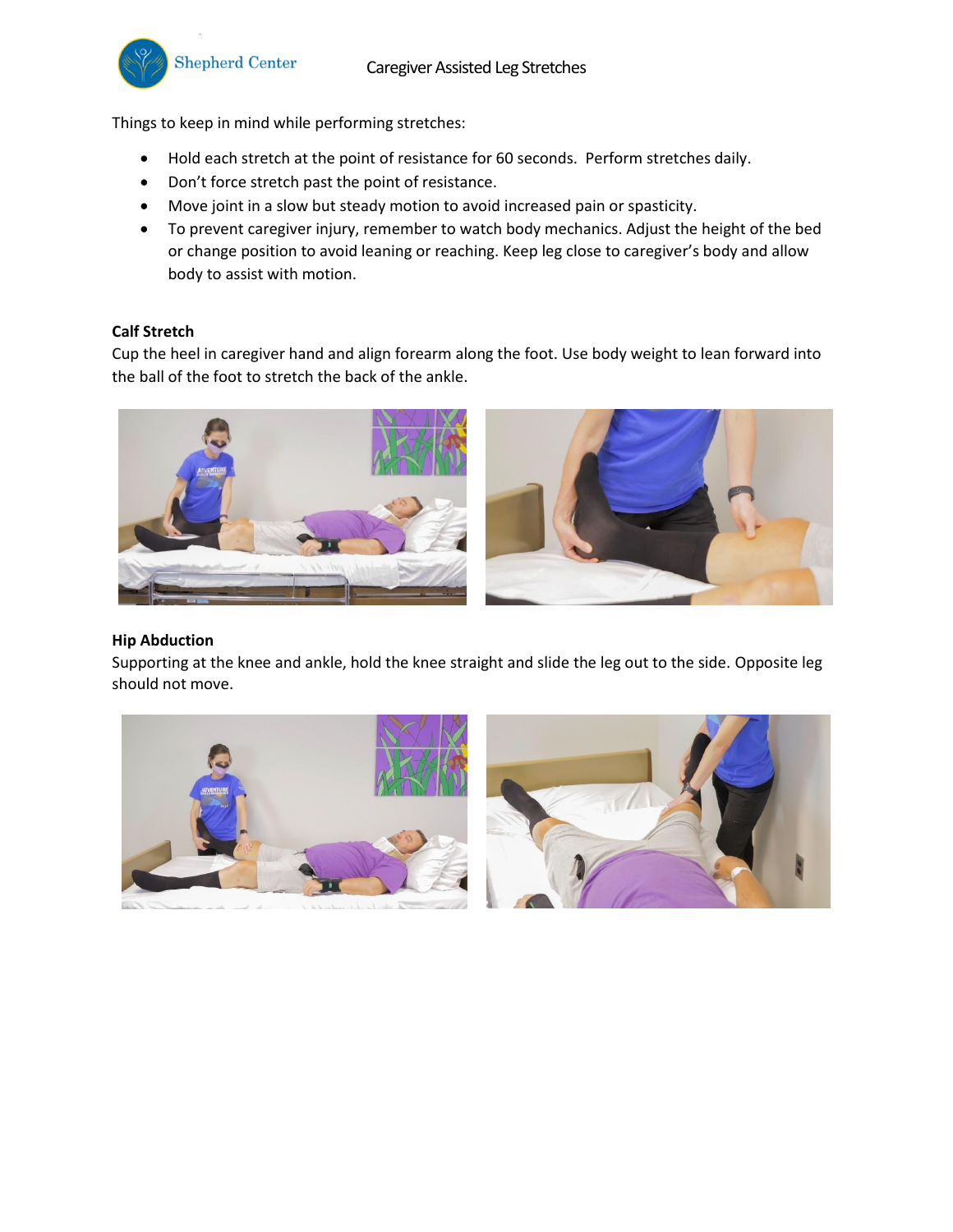# Caregiver Assisted Leg Stretches

Things to keep in mind while performing stretches:

- Hold each stretch at the point of resistance for 60 seconds. Perform stretches daily.
- Don't force stretch past the point of resistance.
- Move joint in a slow but steady motion to avoid increased pain or spasticity.
- To prevent caregiver injury, remember to watch body mechanics. Adjust the height of the bed or change position to avoid leaning or reaching. Keep leg close to caregiver's body and allow body to assist with motion.

**Calf Stretch**

Cup the heel in caregiver hand and align forearm along the foot. Use body weight to lean forward into the ball of the foot to stretch the back of the ankle.

**Hip Abduction**

Supporting at the knee and ankle, hold the knee straight and slide the leg out to the side. Opposite leg should not move.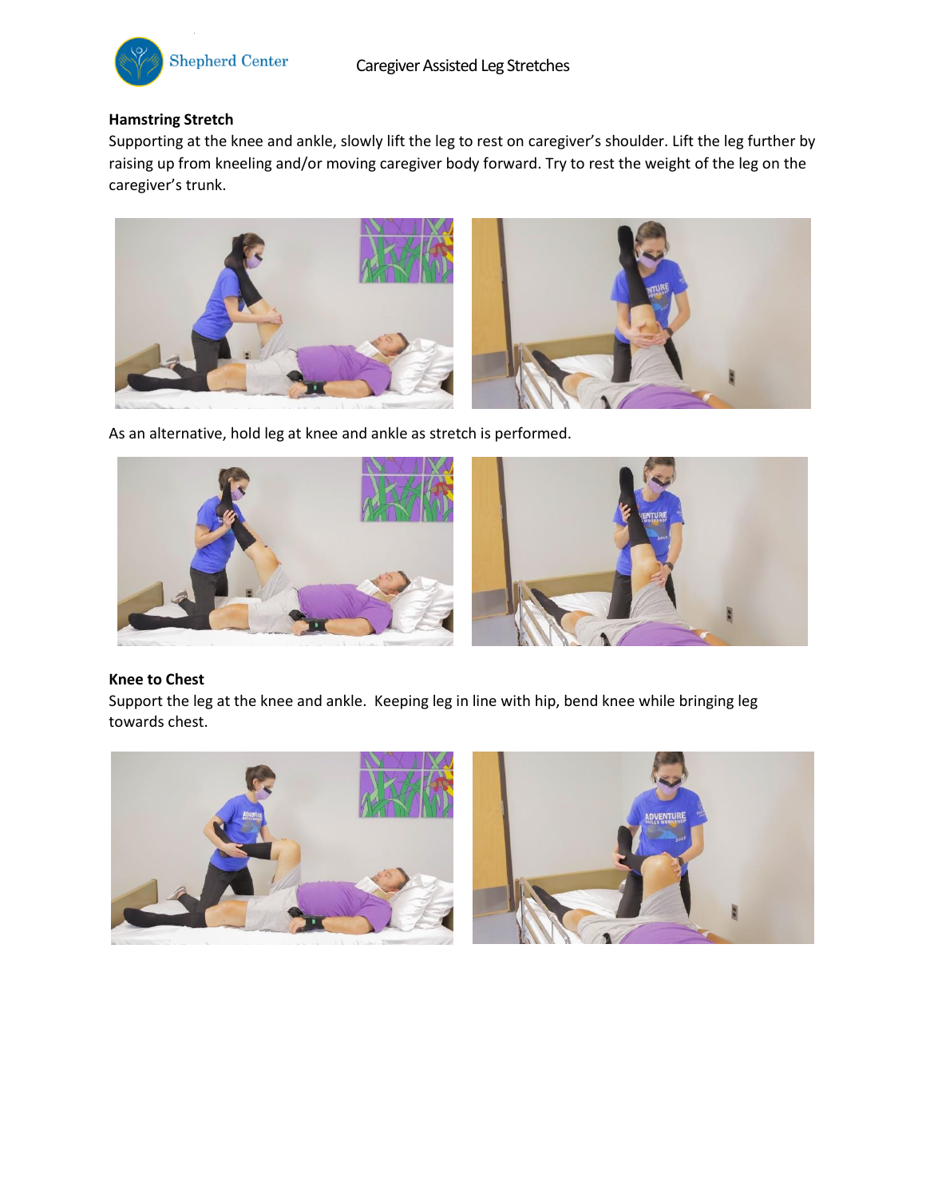## Hamstring Stretch

Supporting at the knee and ankle, slowly lift the leg to rest on caregiver's shoulder. Lift the leg further by raising up from kneeling and/or moving caregiver body forward. Try to rest the weight of the leg on the caregiver's trunk.

As an alternative, hold leg at knee and ankle as stretch is performed.

## Knee to Chest

Support the leg at the knee and ankle. Keeping leg in line with hip, bend knee while bringing leg towards chest.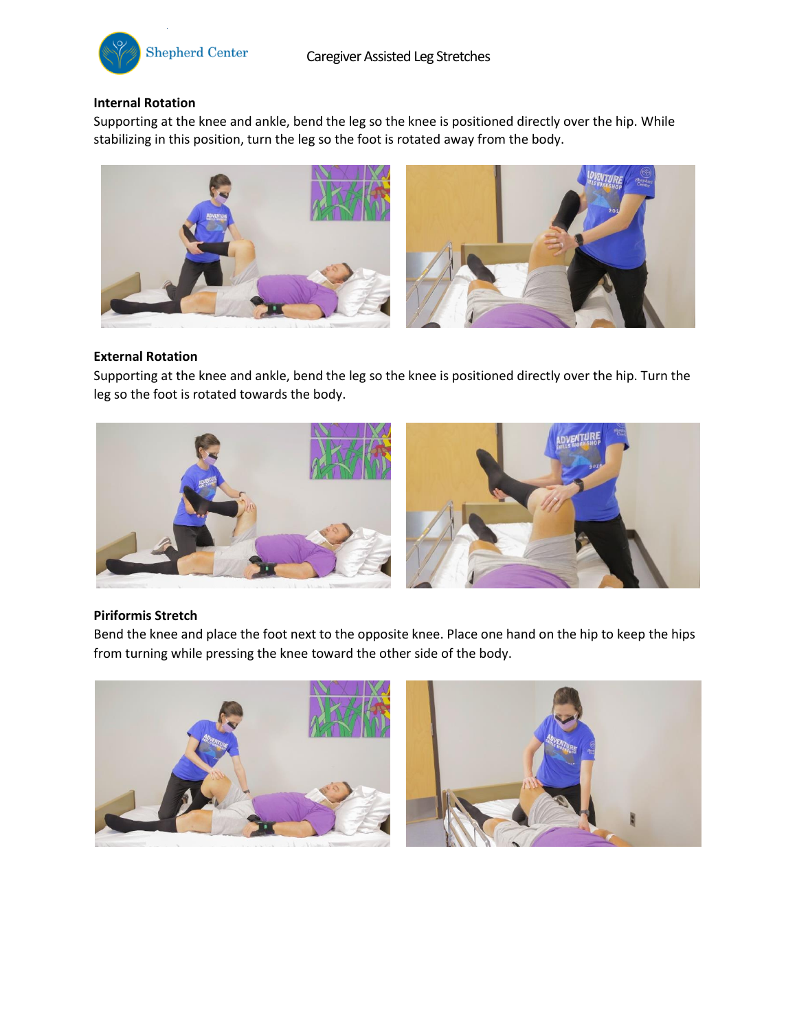## Internal Rotation

Supporting at the knee and ankle, bend the leg so the knee is positioned directly over the hip. While stabilizing in this position, turn the leg so the foot is rotated away from the body.

## External Rotation

Supporting at the knee and ankle, bend the leg so the knee is positioned directly over the hip. Turn the leg so the foot is rotated towards the body.

## Piriformis Stretch

Bend the knee and place the foot next to the opposite knee. Place one hand on the hip to keep the hips from turning while pressing the knee toward the other side of the body.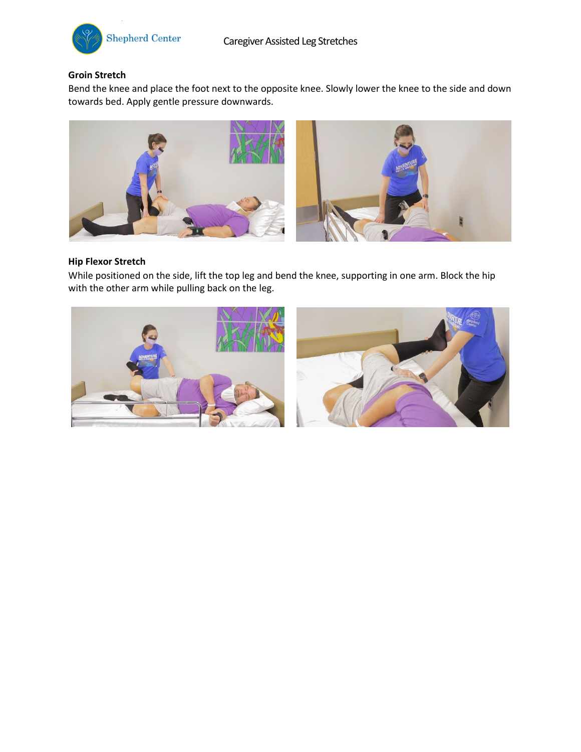**Groin Stretch**

Bend the knee and place the foot next to the opposite knee. Slowly lower the knee to the side and down towards bed. Apply gentle pressure downwards.

**Hip Flexor Stretch**

While positioned on the side, lift the top leg and bend the knee, supporting in one arm. Block the hip with the other arm while pulling back on the leg.